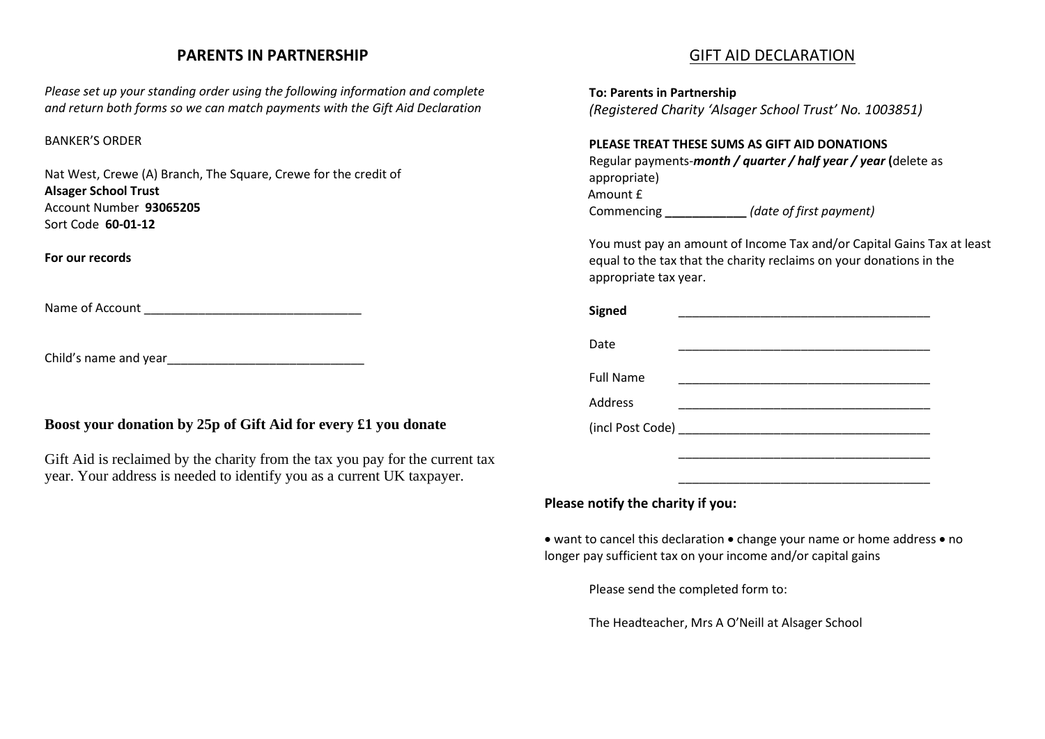## PARENTS IN PARTNERSHIP

*Please set up your standing order using the following information and complete and return both forms so we can match payments with the Gift Aid Declaration*

BANKER'S ORDER

Nat West, Crewe (A) Branch, The Square, Crewe for the credit of
**Alsager School Trust**
Account Number **93065205**
Sort Code **60-01-12**

**For our records**

Name of Account ________________________________

Child's name and year______________________________

### Boost your donation by 25p of Gift Aid for every £1 you donate

Gift Aid is reclaimed by the charity from the tax you pay for the current tax year. Your address is needed to identify you as a current UK taxpayer.

## GIFT AID DECLARATION

**To: Parents in Partnership**
*(Registered Charity 'Alsager School Trust' No. 1003851)*

**PLEASE TREAT THESE SUMS AS GIFT AID DONATIONS**
Regular payments-***month / quarter / half year / year*** **(**delete as appropriate)
Amount £
Commencing ____________ *(date of first payment)*

You must pay an amount of Income Tax and/or Capital Gains Tax at least equal to the tax that the charity reclaims on your donations in the appropriate tax year.

**Signed** ______________________________________

Date ______________________________________

Full Name ______________________________________

Address ______________________________________

(incl Post Code) ______________________________________

______________________________________

______________________________________

**Please notify the charity if you:**

- want to cancel this declaration
- change your name or home address
- no longer pay sufficient tax on your income and/or capital gains

Please send the completed form to:

The Headteacher, Mrs A O'Neill at Alsager School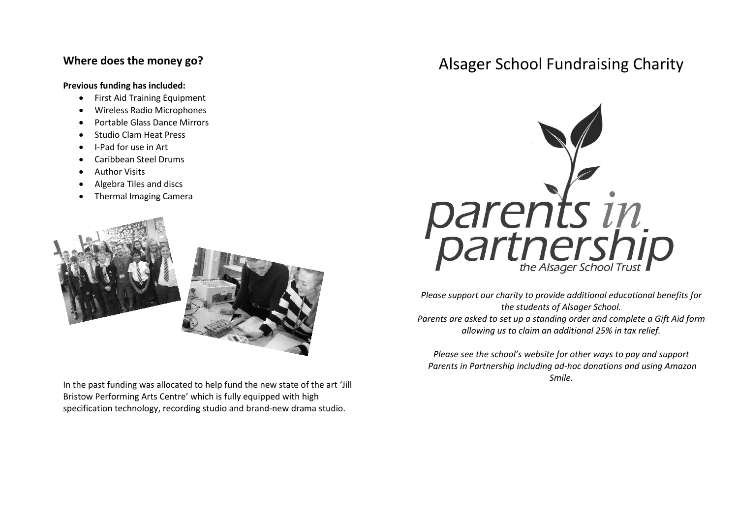## Where does the money go?

**Previous funding has included:**

- First Aid Training Equipment
- Wireless Radio Microphones
- Portable Glass Dance Mirrors
- Studio Clam Heat Press
- I-Pad for use in Art
- Caribbean Steel Drums
- Author Visits
- Algebra Tiles and discs
- Thermal Imaging Camera

In the past funding was allocated to help fund the new state of the art 'Jill Bristow Performing Arts Centre' which is fully equipped with high specification technology, recording studio and brand-new drama studio.

# Alsager School Fundraising Charity

parents in partnership
the Alsager School Trust

*Please support our charity to provide additional educational benefits for the students of Alsager School.*
*Parents are asked to set up a standing order and complete a Gift Aid form allowing us to claim an additional 25% in tax relief.*

*Please see the school's website for other ways to pay and support Parents in Partnership including ad-hoc donations and using Amazon Smile.*